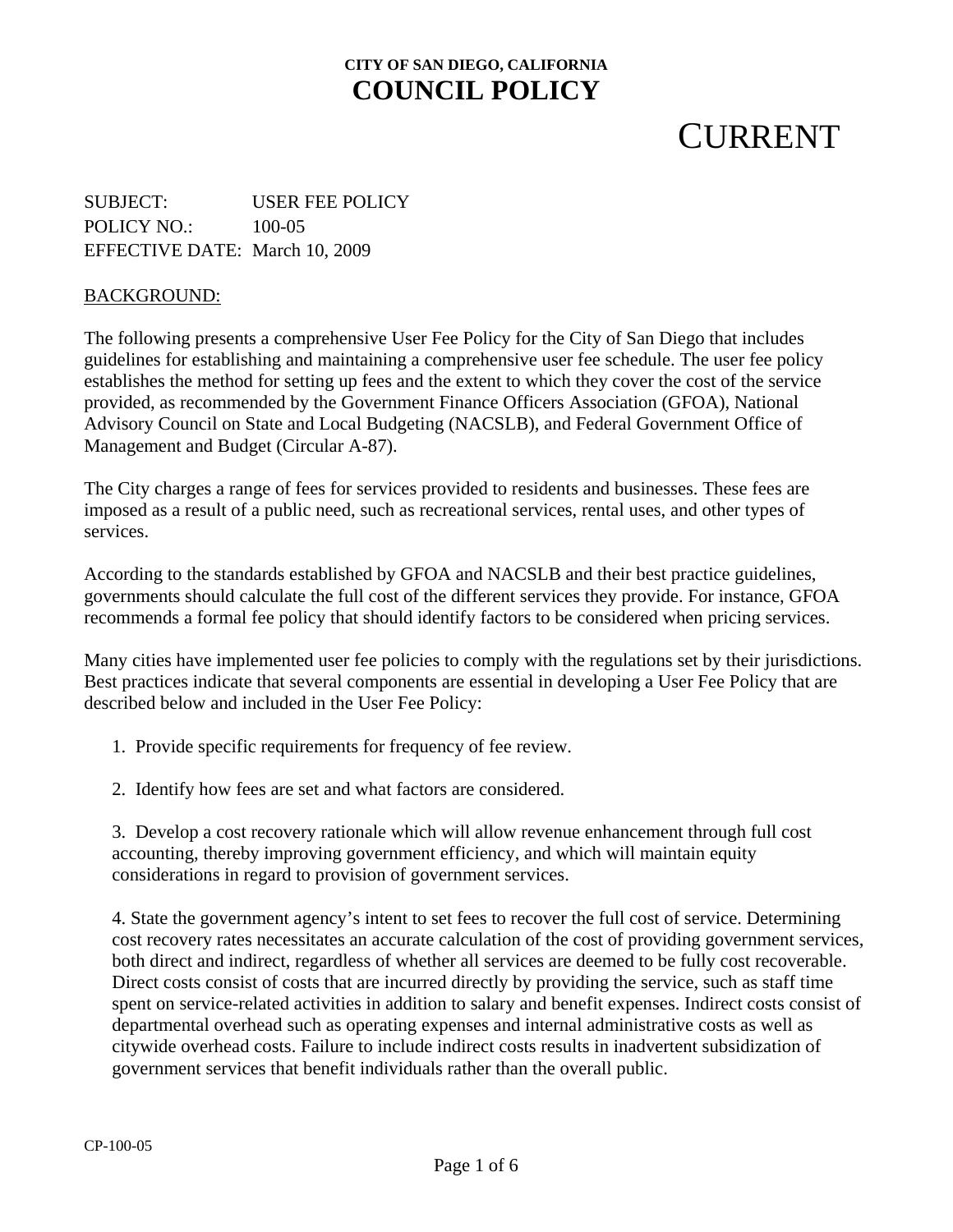**CITY OF SAN DIEGO, CALIFORNIA**

# COUNCIL POLICY

# CURRENT

SUBJECT: USER FEE POLICY
POLICY NO.: 100-05
EFFECTIVE DATE: March 10, 2009

## BACKGROUND:

The following presents a comprehensive User Fee Policy for the City of San Diego that includes guidelines for establishing and maintaining a comprehensive user fee schedule. The user fee policy establishes the method for setting up fees and the extent to which they cover the cost of the service provided, as recommended by the Government Finance Officers Association (GFOA), National Advisory Council on State and Local Budgeting (NACSLB), and Federal Government Office of Management and Budget (Circular A-87).

The City charges a range of fees for services provided to residents and businesses. These fees are imposed as a result of a public need, such as recreational services, rental uses, and other types of services.

According to the standards established by GFOA and NACSLB and their best practice guidelines, governments should calculate the full cost of the different services they provide. For instance, GFOA recommends a formal fee policy that should identify factors to be considered when pricing services.

Many cities have implemented user fee policies to comply with the regulations set by their jurisdictions. Best practices indicate that several components are essential in developing a User Fee Policy that are described below and included in the User Fee Policy:

1. Provide specific requirements for frequency of fee review.

2. Identify how fees are set and what factors are considered.

3. Develop a cost recovery rationale which will allow revenue enhancement through full cost accounting, thereby improving government efficiency, and which will maintain equity considerations in regard to provision of government services.

4. State the government agency's intent to set fees to recover the full cost of service. Determining cost recovery rates necessitates an accurate calculation of the cost of providing government services, both direct and indirect, regardless of whether all services are deemed to be fully cost recoverable. Direct costs consist of costs that are incurred directly by providing the service, such as staff time spent on service-related activities in addition to salary and benefit expenses. Indirect costs consist of departmental overhead such as operating expenses and internal administrative costs as well as citywide overhead costs. Failure to include indirect costs results in inadvertent subsidization of government services that benefit individuals rather than the overall public.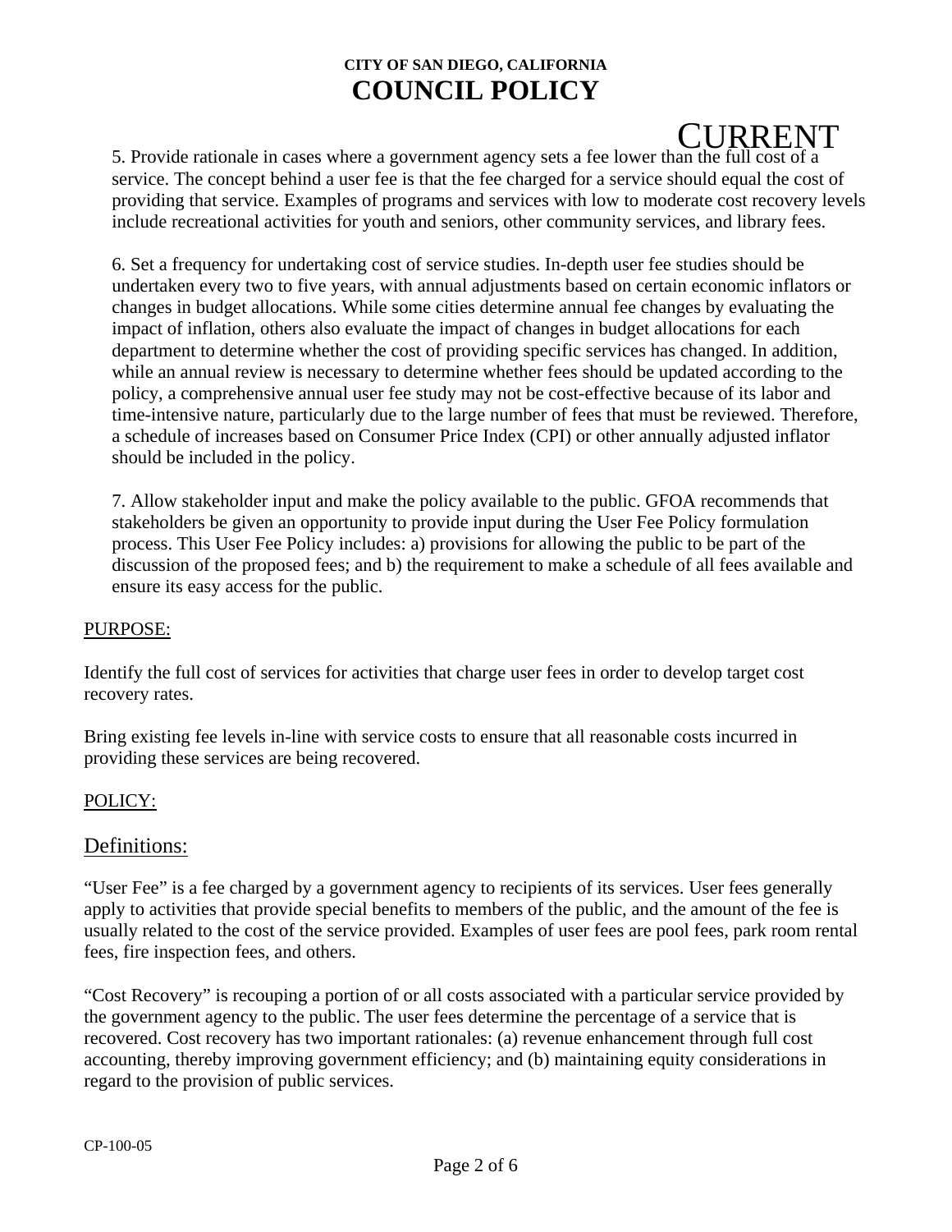5. Provide rationale in cases where a government agency sets a fee lower than the full cost of a service. The concept behind a user fee is that the fee charged for a service should equal the cost of providing that service. Examples of programs and services with low to moderate cost recovery levels include recreational activities for youth and seniors, other community services, and library fees.

6. Set a frequency for undertaking cost of service studies. In-depth user fee studies should be undertaken every two to five years, with annual adjustments based on certain economic inflators or changes in budget allocations. While some cities determine annual fee changes by evaluating the impact of inflation, others also evaluate the impact of changes in budget allocations for each department to determine whether the cost of providing specific services has changed. In addition, while an annual review is necessary to determine whether fees should be updated according to the policy, a comprehensive annual user fee study may not be cost-effective because of its labor and time-intensive nature, particularly due to the large number of fees that must be reviewed. Therefore, a schedule of increases based on Consumer Price Index (CPI) or other annually adjusted inflator should be included in the policy.

7. Allow stakeholder input and make the policy available to the public. GFOA recommends that stakeholders be given an opportunity to provide input during the User Fee Policy formulation process. This User Fee Policy includes: a) provisions for allowing the public to be part of the discussion of the proposed fees; and b) the requirement to make a schedule of all fees available and ensure its easy access for the public.

PURPOSE:

Identify the full cost of services for activities that charge user fees in order to develop target cost recovery rates.

Bring existing fee levels in-line with service costs to ensure that all reasonable costs incurred in providing these services are being recovered.

POLICY:

## Definitions:

"User Fee" is a fee charged by a government agency to recipients of its services. User fees generally apply to activities that provide special benefits to members of the public, and the amount of the fee is usually related to the cost of the service provided. Examples of user fees are pool fees, park room rental fees, fire inspection fees, and others.

"Cost Recovery" is recouping a portion of or all costs associated with a particular service provided by the government agency to the public. The user fees determine the percentage of a service that is recovered. Cost recovery has two important rationales: (a) revenue enhancement through full cost accounting, thereby improving government efficiency; and (b) maintaining equity considerations in regard to the provision of public services.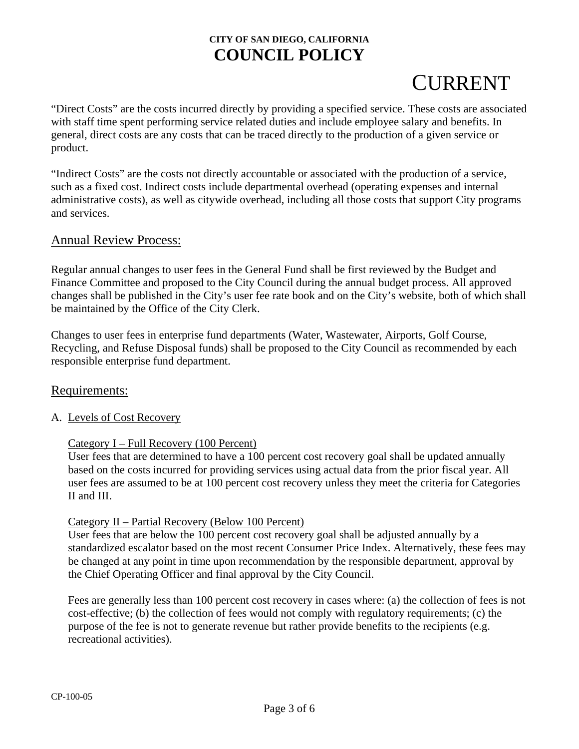"Direct Costs" are the costs incurred directly by providing a specified service. These costs are associated with staff time spent performing service related duties and include employee salary and benefits. In general, direct costs are any costs that can be traced directly to the production of a given service or product.

"Indirect Costs" are the costs not directly accountable or associated with the production of a service, such as a fixed cost. Indirect costs include departmental overhead (operating expenses and internal administrative costs), as well as citywide overhead, including all those costs that support City programs and services.

## Annual Review Process:

Regular annual changes to user fees in the General Fund shall be first reviewed by the Budget and Finance Committee and proposed to the City Council during the annual budget process. All approved changes shall be published in the City's user fee rate book and on the City's website, both of which shall be maintained by the Office of the City Clerk.

Changes to user fees in enterprise fund departments (Water, Wastewater, Airports, Golf Course, Recycling, and Refuse Disposal funds) shall be proposed to the City Council as recommended by each responsible enterprise fund department.

## Requirements:

A. Levels of Cost Recovery

Category I – Full Recovery (100 Percent)
User fees that are determined to have a 100 percent cost recovery goal shall be updated annually based on the costs incurred for providing services using actual data from the prior fiscal year. All user fees are assumed to be at 100 percent cost recovery unless they meet the criteria for Categories II and III.

Category II – Partial Recovery (Below 100 Percent)
User fees that are below the 100 percent cost recovery goal shall be adjusted annually by a standardized escalator based on the most recent Consumer Price Index. Alternatively, these fees may be changed at any point in time upon recommendation by the responsible department, approval by the Chief Operating Officer and final approval by the City Council.

Fees are generally less than 100 percent cost recovery in cases where: (a) the collection of fees is not cost-effective; (b) the collection of fees would not comply with regulatory requirements; (c) the purpose of the fee is not to generate revenue but rather provide benefits to the recipients (e.g. recreational activities).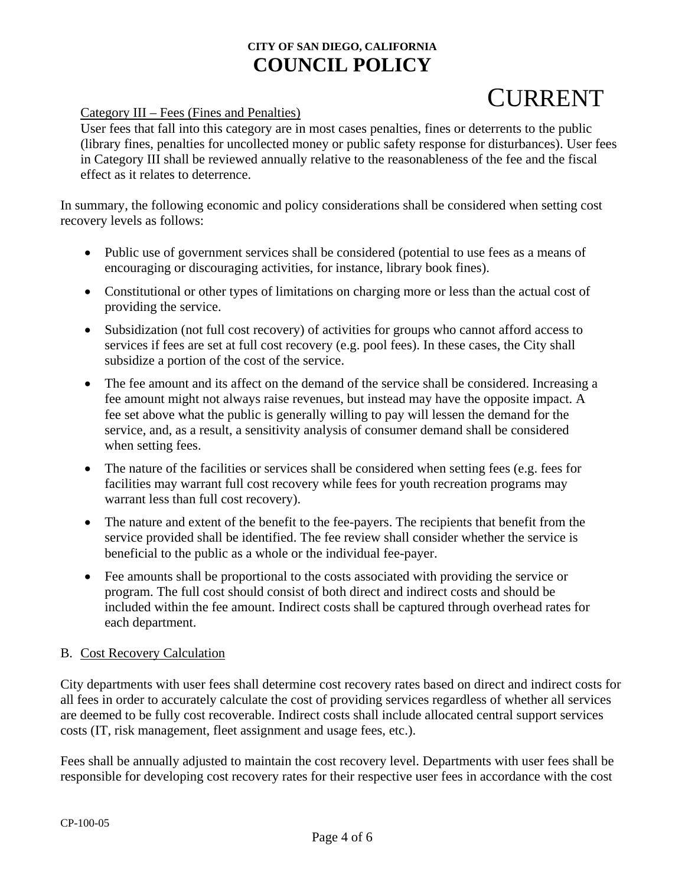Category III – Fees (Fines and Penalties)

User fees that fall into this category are in most cases penalties, fines or deterrents to the public (library fines, penalties for uncollected money or public safety response for disturbances). User fees in Category III shall be reviewed annually relative to the reasonableness of the fee and the fiscal effect as it relates to deterrence.

In summary, the following economic and policy considerations shall be considered when setting cost recovery levels as follows:

- Public use of government services shall be considered (potential to use fees as a means of encouraging or discouraging activities, for instance, library book fines).
- Constitutional or other types of limitations on charging more or less than the actual cost of providing the service.
- Subsidization (not full cost recovery) of activities for groups who cannot afford access to services if fees are set at full cost recovery (e.g. pool fees). In these cases, the City shall subsidize a portion of the cost of the service.
- The fee amount and its affect on the demand of the service shall be considered. Increasing a fee amount might not always raise revenues, but instead may have the opposite impact. A fee set above what the public is generally willing to pay will lessen the demand for the service, and, as a result, a sensitivity analysis of consumer demand shall be considered when setting fees.
- The nature of the facilities or services shall be considered when setting fees (e.g. fees for facilities may warrant full cost recovery while fees for youth recreation programs may warrant less than full cost recovery).
- The nature and extent of the benefit to the fee-payers. The recipients that benefit from the service provided shall be identified. The fee review shall consider whether the service is beneficial to the public as a whole or the individual fee-payer.
- Fee amounts shall be proportional to the costs associated with providing the service or program. The full cost should consist of both direct and indirect costs and should be included within the fee amount. Indirect costs shall be captured through overhead rates for each department.

B. Cost Recovery Calculation

City departments with user fees shall determine cost recovery rates based on direct and indirect costs for all fees in order to accurately calculate the cost of providing services regardless of whether all services are deemed to be fully cost recoverable. Indirect costs shall include allocated central support services costs (IT, risk management, fleet assignment and usage fees, etc.).

Fees shall be annually adjusted to maintain the cost recovery level. Departments with user fees shall be responsible for developing cost recovery rates for their respective user fees in accordance with the cost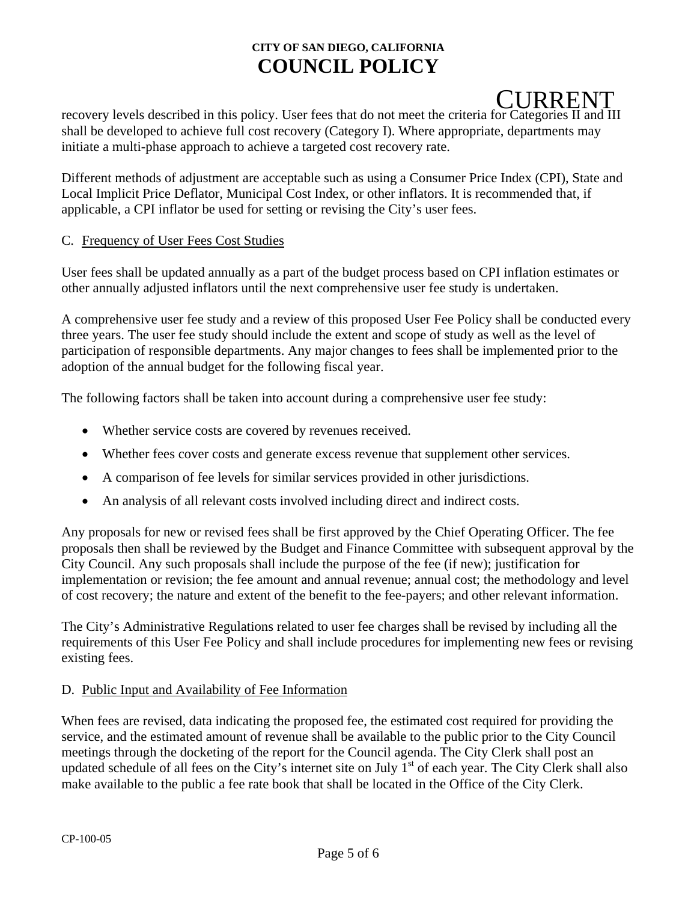recovery levels described in this policy. User fees that do not meet the criteria for Categories II and III shall be developed to achieve full cost recovery (Category I). Where appropriate, departments may initiate a multi-phase approach to achieve a targeted cost recovery rate.

Different methods of adjustment are acceptable such as using a Consumer Price Index (CPI), State and Local Implicit Price Deflator, Municipal Cost Index, or other inflators. It is recommended that, if applicable, a CPI inflator be used for setting or revising the City's user fees.

C. Frequency of User Fees Cost Studies

User fees shall be updated annually as a part of the budget process based on CPI inflation estimates or other annually adjusted inflators until the next comprehensive user fee study is undertaken.

A comprehensive user fee study and a review of this proposed User Fee Policy shall be conducted every three years. The user fee study should include the extent and scope of study as well as the level of participation of responsible departments. Any major changes to fees shall be implemented prior to the adoption of the annual budget for the following fiscal year.

The following factors shall be taken into account during a comprehensive user fee study:

- Whether service costs are covered by revenues received.
- Whether fees cover costs and generate excess revenue that supplement other services.
- A comparison of fee levels for similar services provided in other jurisdictions.
- An analysis of all relevant costs involved including direct and indirect costs.

Any proposals for new or revised fees shall be first approved by the Chief Operating Officer. The fee proposals then shall be reviewed by the Budget and Finance Committee with subsequent approval by the City Council. Any such proposals shall include the purpose of the fee (if new); justification for implementation or revision; the fee amount and annual revenue; annual cost; the methodology and level of cost recovery; the nature and extent of the benefit to the fee-payers; and other relevant information.

The City's Administrative Regulations related to user fee charges shall be revised by including all the requirements of this User Fee Policy and shall include procedures for implementing new fees or revising existing fees.

D. Public Input and Availability of Fee Information

When fees are revised, data indicating the proposed fee, the estimated cost required for providing the service, and the estimated amount of revenue shall be available to the public prior to the City Council meetings through the docketing of the report for the Council agenda. The City Clerk shall post an updated schedule of all fees on the City's internet site on July 1st of each year. The City Clerk shall also make available to the public a fee rate book that shall be located in the Office of the City Clerk.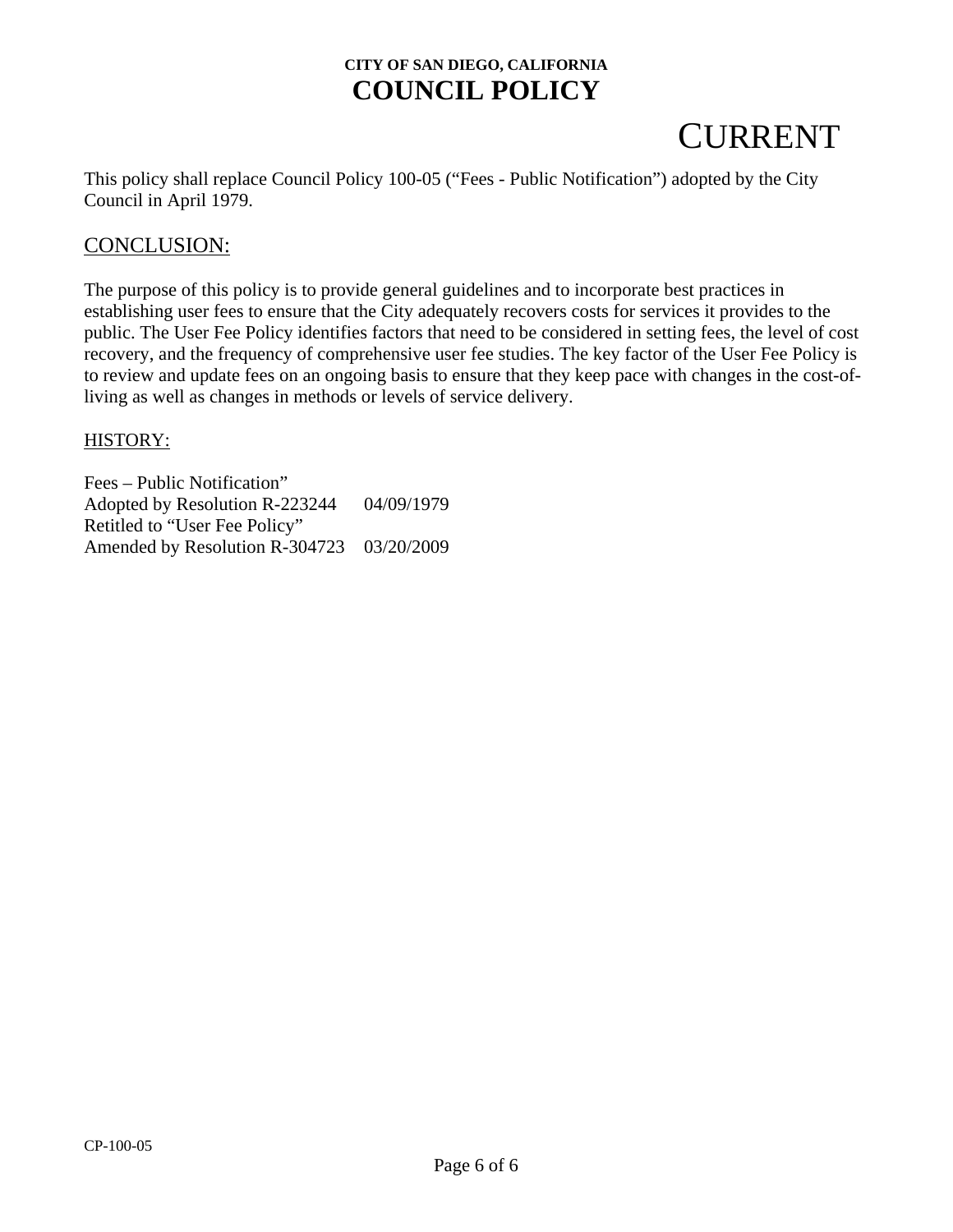This policy shall replace Council Policy 100-05 (“Fees - Public Notification”) adopted by the City Council in April 1979.

## CONCLUSION:

The purpose of this policy is to provide general guidelines and to incorporate best practices in establishing user fees to ensure that the City adequately recovers costs for services it provides to the public. The User Fee Policy identifies factors that need to be considered in setting fees, the level of cost recovery, and the frequency of comprehensive user fee studies. The key factor of the User Fee Policy is to review and update fees on an ongoing basis to ensure that they keep pace with changes in the cost-of-living as well as changes in methods or levels of service delivery.

### HISTORY:

Fees – Public Notification”
Adopted by Resolution R-223244 04/09/1979
Retitled to “User Fee Policy”
Amended by Resolution R-304723 03/20/2009